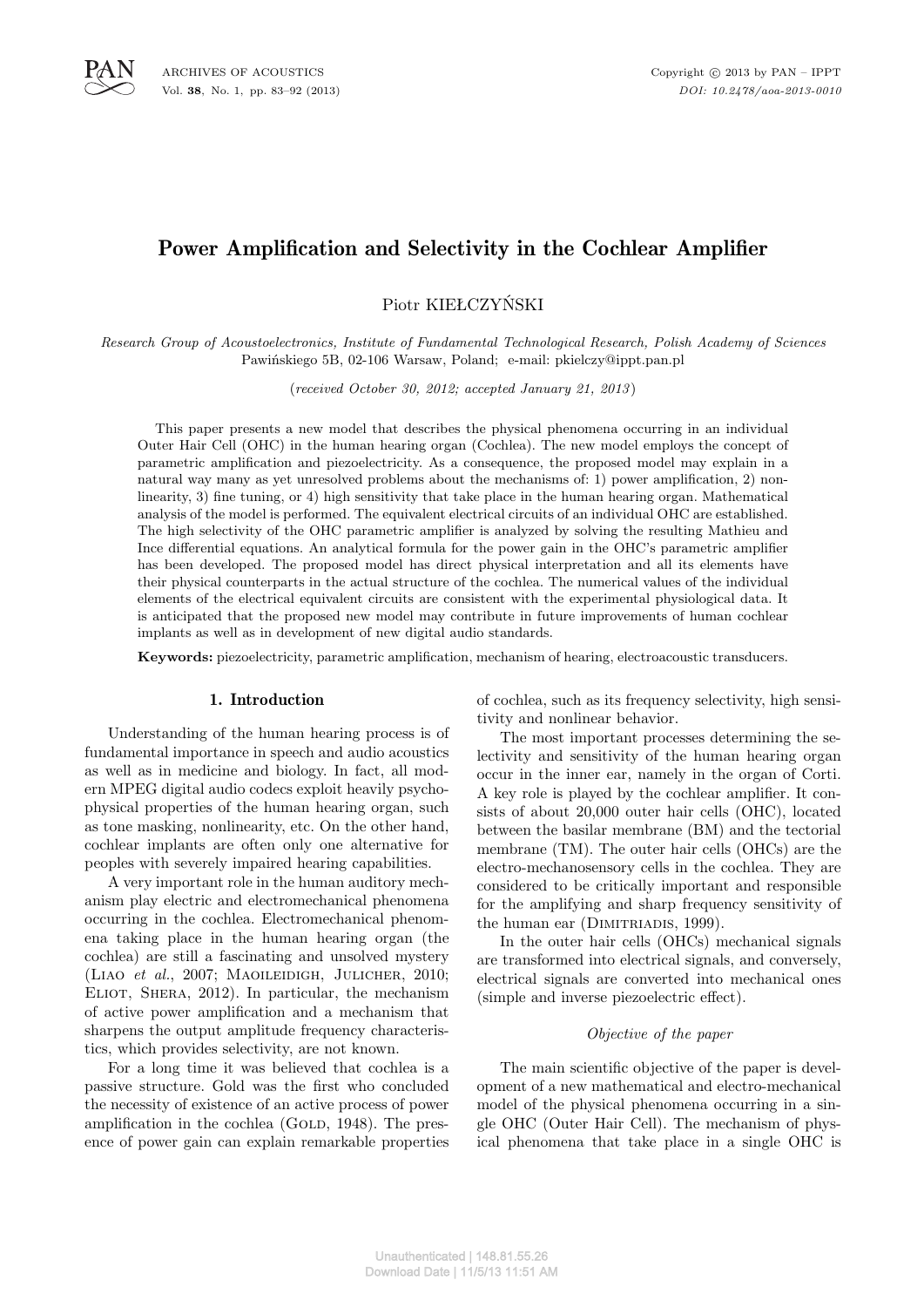# Power Amplification and Selectivity in the Cochlear Amplifier

Piotr KIEŁCZYŃSKI

*Research Group of Acoustoelectronics, Institute of Fundamental Technological Research, Polish Academy of Sciences*
Pawińskiego 5B, 02-106 Warsaw, Poland; e-mail: pkielczy@ippt.pan.pl

(*received October 30, 2012; accepted January 21, 2013*)

This paper presents a new model that describes the physical phenomena occurring in an individual Outer Hair Cell (OHC) in the human hearing organ (Cochlea). The new model employs the concept of parametric amplification and piezoelectricity. As a consequence, the proposed model may explain in a natural way many as yet unresolved problems about the mechanisms of: 1) power amplification, 2) nonlinearity, 3) fine tuning, or 4) high sensitivity that take place in the human hearing organ. Mathematical analysis of the model is performed. The equivalent electrical circuits of an individual OHC are established. The high selectivity of the OHC parametric amplifier is analyzed by solving the resulting Mathieu and Ince differential equations. An analytical formula for the power gain in the OHC's parametric amplifier has been developed. The proposed model has direct physical interpretation and all its elements have their physical counterparts in the actual structure of the cochlea. The numerical values of the individual elements of the electrical equivalent circuits are consistent with the experimental physiological data. It is anticipated that the proposed new model may contribute in future improvements of human cochlear implants as well as in development of new digital audio standards.

**Keywords:** piezoelectricity, parametric amplification, mechanism of hearing, electroacoustic transducers.

## 1. Introduction

Understanding of the human hearing process is of fundamental importance in speech and audio acoustics as well as in medicine and biology. In fact, all modern MPEG digital audio codecs exploit heavily psychophysical properties of the human hearing organ, such as tone masking, nonlinearity, etc. On the other hand, cochlear implants are often only one alternative for peoples with severely impaired hearing capabilities.

A very important role in the human auditory mechanism play electric and electromechanical phenomena occurring in the cochlea. Electromechanical phenomena taking place in the human hearing organ (the cochlea) are still a fascinating and unsolved mystery (Liao *et al.*, 2007; Maoileidigh, Julicher, 2010; Eliot, Shera, 2012). In particular, the mechanism of active power amplification and a mechanism that sharpens the output amplitude frequency characteristics, which provides selectivity, are not known.

For a long time it was believed that cochlea is a passive structure. Gold was the first who concluded the necessity of existence of an active process of power amplification in the cochlea (Gold, 1948). The presence of power gain can explain remarkable properties of cochlea, such as its frequency selectivity, high sensitivity and nonlinear behavior.

The most important processes determining the selectivity and sensitivity of the human hearing organ occur in the inner ear, namely in the organ of Corti. A key role is played by the cochlear amplifier. It consists of about 20,000 outer hair cells (OHC), located between the basilar membrane (BM) and the tectorial membrane (TM). The outer hair cells (OHCs) are the electro-mechanosensory cells in the cochlea. They are considered to be critically important and responsible for the amplifying and sharp frequency sensitivity of the human ear (Dimitriadis, 1999).

In the outer hair cells (OHCs) mechanical signals are transformed into electrical signals, and conversely, electrical signals are converted into mechanical ones (simple and inverse piezoelectric effect).

### *Objective of the paper*

The main scientific objective of the paper is development of a new mathematical and electro-mechanical model of the physical phenomena occurring in a single OHC (Outer Hair Cell). The mechanism of physical phenomena that take place in a single OHC is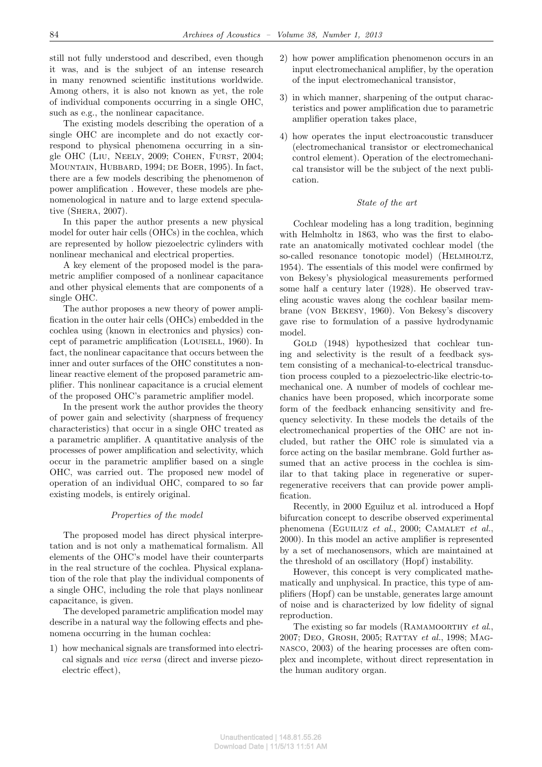still not fully understood and described, even though it was, and is the subject of an intense research in many renowned scientific institutions worldwide. Among others, it is also not known as yet, the role of individual components occurring in a single OHC, such as e.g., the nonlinear capacitance.

The existing models describing the operation of a single OHC are incomplete and do not exactly correspond to physical phenomena occurring in a single OHC (Liu, Neely, 2009; Cohen, Furst, 2004; Mountain, Hubbard, 1994; de Boer, 1995). In fact, there are a few models describing the phenomenon of power amplification . However, these models are phenomenological in nature and to large extend speculative (Shera, 2007).

In this paper the author presents a new physical model for outer hair cells (OHCs) in the cochlea, which are represented by hollow piezoelectric cylinders with nonlinear mechanical and electrical properties.

A key element of the proposed model is the parametric amplifier composed of a nonlinear capacitance and other physical elements that are components of a single OHC.

The author proposes a new theory of power amplification in the outer hair cells (OHCs) embedded in the cochlea using (known in electronics and physics) concept of parametric amplification (Louisell, 1960). In fact, the nonlinear capacitance that occurs between the inner and outer surfaces of the OHC constitutes a nonlinear reactive element of the proposed parametric amplifier. This nonlinear capacitance is a crucial element of the proposed OHC's parametric amplifier model.

In the present work the author provides the theory of power gain and selectivity (sharpness of frequency characteristics) that occur in a single OHC treated as a parametric amplifier. A quantitative analysis of the processes of power amplification and selectivity, which occur in the parametric amplifier based on a single OHC, was carried out. The proposed new model of operation of an individual OHC, compared to so far existing models, is entirely original.

*Properties of the model*

The proposed model has direct physical interpretation and is not only a mathematical formalism. All elements of the OHC's model have their counterparts in the real structure of the cochlea. Physical explanation of the role that play the individual components of a single OHC, including the role that plays nonlinear capacitance, is given.

The developed parametric amplification model may describe in a natural way the following effects and phenomena occurring in the human cochlea:

1) how mechanical signals are transformed into electrical signals and *vice versa* (direct and inverse piezoelectric effect),
2) how power amplification phenomenon occurs in an input electromechanical amplifier, by the operation of the input electromechanical transistor,
3) in which manner, sharpening of the output characteristics and power amplification due to parametric amplifier operation takes place,
4) how operates the input electroacoustic transducer (electromechanical transistor or electromechanical control element). Operation of the electromechanical transistor will be the subject of the next publication.

*State of the art*

Cochlear modeling has a long tradition, beginning with Helmholtz in 1863, who was the first to elaborate an anatomically motivated cochlear model (the so-called resonance tonotopic model) (Helmholtz, 1954). The essentials of this model were confirmed by von Bekesy's physiological measurements performed some half a century later (1928). He observed traveling acoustic waves along the cochlear basilar membrane (von Bekesy, 1960). Von Bekesy's discovery gave rise to formulation of a passive hydrodynamic model.

Gold (1948) hypothesized that cochlear tuning and selectivity is the result of a feedback system consisting of a mechanical-to-electrical transduction process coupled to a piezoelectric-like electric-to-mechanical one. A number of models of cochlear mechanics have been proposed, which incorporate some form of the feedback enhancing sensitivity and frequency selectivity. In these models the details of the electromechanical properties of the OHC are not included, but rather the OHC role is simulated via a force acting on the basilar membrane. Gold further assumed that an active process in the cochlea is similar to that taking place in regenerative or super-regenerative receivers that can provide power amplification.

Recently, in 2000 Eguiluz et al. introduced a Hopf bifurcation concept to describe observed experimental phenomena (Eguiluz *et al.*, 2000; Camalet *et al.*, 2000). In this model an active amplifier is represented by a set of mechanosensors, which are maintained at the threshold of an oscillatory (Hopf) instability.

However, this concept is very complicated mathematically and unphysical. In practice, this type of amplifiers (Hopf) can be unstable, generates large amount of noise and is characterized by low fidelity of signal reproduction.

The existing so far models (Ramamoorthy *et al.*, 2007; Deo, Grosh, 2005; Rattay *et al.*, 1998; Magnasco, 2003) of the hearing processes are often complex and incomplete, without direct representation in the human auditory organ.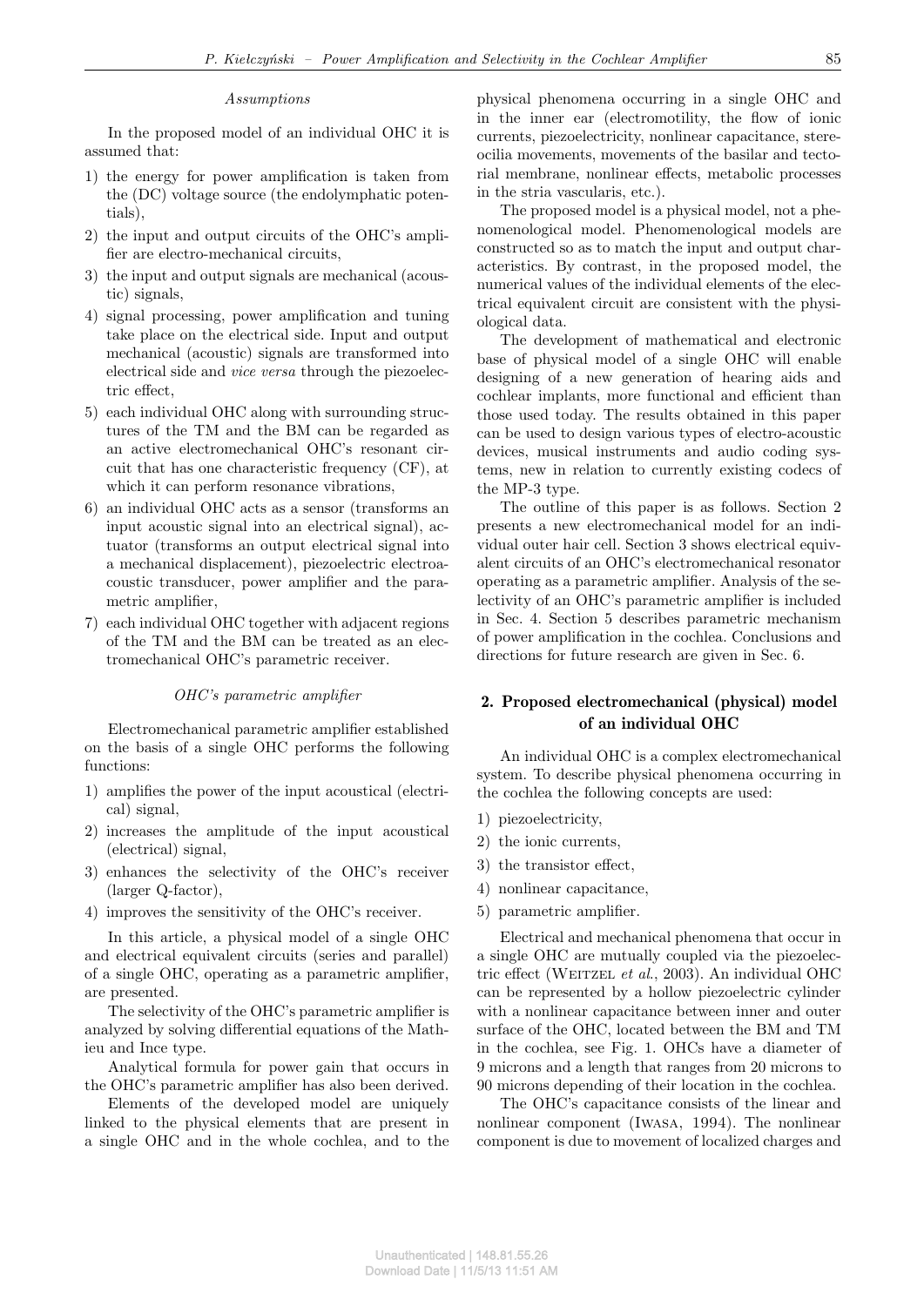*Assumptions*

In the proposed model of an individual OHC it is assumed that:

1) the energy for power amplification is taken from the (DC) voltage source (the endolymphatic potentials),
2) the input and output circuits of the OHC's amplifier are electro-mechanical circuits,
3) the input and output signals are mechanical (acoustic) signals,
4) signal processing, power amplification and tuning take place on the electrical side. Input and output mechanical (acoustic) signals are transformed into electrical side and *vice versa* through the piezoelectric effect,
5) each individual OHC along with surrounding structures of the TM and the BM can be regarded as an active electromechanical OHC's resonant circuit that has one characteristic frequency (CF), at which it can perform resonance vibrations,
6) an individual OHC acts as a sensor (transforms an input acoustic signal into an electrical signal), actuator (transforms an output electrical signal into a mechanical displacement), piezoelectric electroacoustic transducer, power amplifier and the parametric amplifier,
7) each individual OHC together with adjacent regions of the TM and the BM can be treated as an electromechanical OHC's parametric receiver.

*OHC's parametric amplifier*

Electromechanical parametric amplifier established on the basis of a single OHC performs the following functions:

1) amplifies the power of the input acoustical (electrical) signal,
2) increases the amplitude of the input acoustical (electrical) signal,
3) enhances the selectivity of the OHC's receiver (larger Q-factor),
4) improves the sensitivity of the OHC's receiver.

In this article, a physical model of a single OHC and electrical equivalent circuits (series and parallel) of a single OHC, operating as a parametric amplifier, are presented.

The selectivity of the OHC's parametric amplifier is analyzed by solving differential equations of the Mathieu and Ince type.

Analytical formula for power gain that occurs in the OHC's parametric amplifier has also been derived.

Elements of the developed model are uniquely linked to the physical elements that are present in a single OHC and in the whole cochlea, and to the physical phenomena occurring in a single OHC and in the inner ear (electromotility, the flow of ionic currents, piezoelectricity, nonlinear capacitance, stereocilia movements, movements of the basilar and tectorial membrane, nonlinear effects, metabolic processes in the stria vascularis, etc.).

The proposed model is a physical model, not a phenomenological model. Phenomenological models are constructed so as to match the input and output characteristics. By contrast, in the proposed model, the numerical values of the individual elements of the electrical equivalent circuit are consistent with the physiological data.

The development of mathematical and electronic base of physical model of a single OHC will enable designing of a new generation of hearing aids and cochlear implants, more functional and efficient than those used today. The results obtained in this paper can be used to design various types of electro-acoustic devices, musical instruments and audio coding systems, new in relation to currently existing codecs of the MP-3 type.

The outline of this paper is as follows. Section 2 presents a new electromechanical model for an individual outer hair cell. Section 3 shows electrical equivalent circuits of an OHC's electromechanical resonator operating as a parametric amplifier. Analysis of the selectivity of an OHC's parametric amplifier is included in Sec. 4. Section 5 describes parametric mechanism of power amplification in the cochlea. Conclusions and directions for future research are given in Sec. 6.

## 2. Proposed electromechanical (physical) model of an individual OHC

An individual OHC is a complex electromechanical system. To describe physical phenomena occurring in the cochlea the following concepts are used:

1) piezoelectricity,
2) the ionic currents,
3) the transistor effect,
4) nonlinear capacitance,
5) parametric amplifier.

Electrical and mechanical phenomena that occur in a single OHC are mutually coupled via the piezoelectric effect (Weitzel *et al.*, 2003). An individual OHC can be represented by a hollow piezoelectric cylinder with a nonlinear capacitance between inner and outer surface of the OHC, located between the BM and TM in the cochlea, see Fig. 1. OHCs have a diameter of 9 microns and a length that ranges from 20 microns to 90 microns depending of their location in the cochlea.

The OHC's capacitance consists of the linear and nonlinear component (Iwasa, 1994). The nonlinear component is due to movement of localized charges and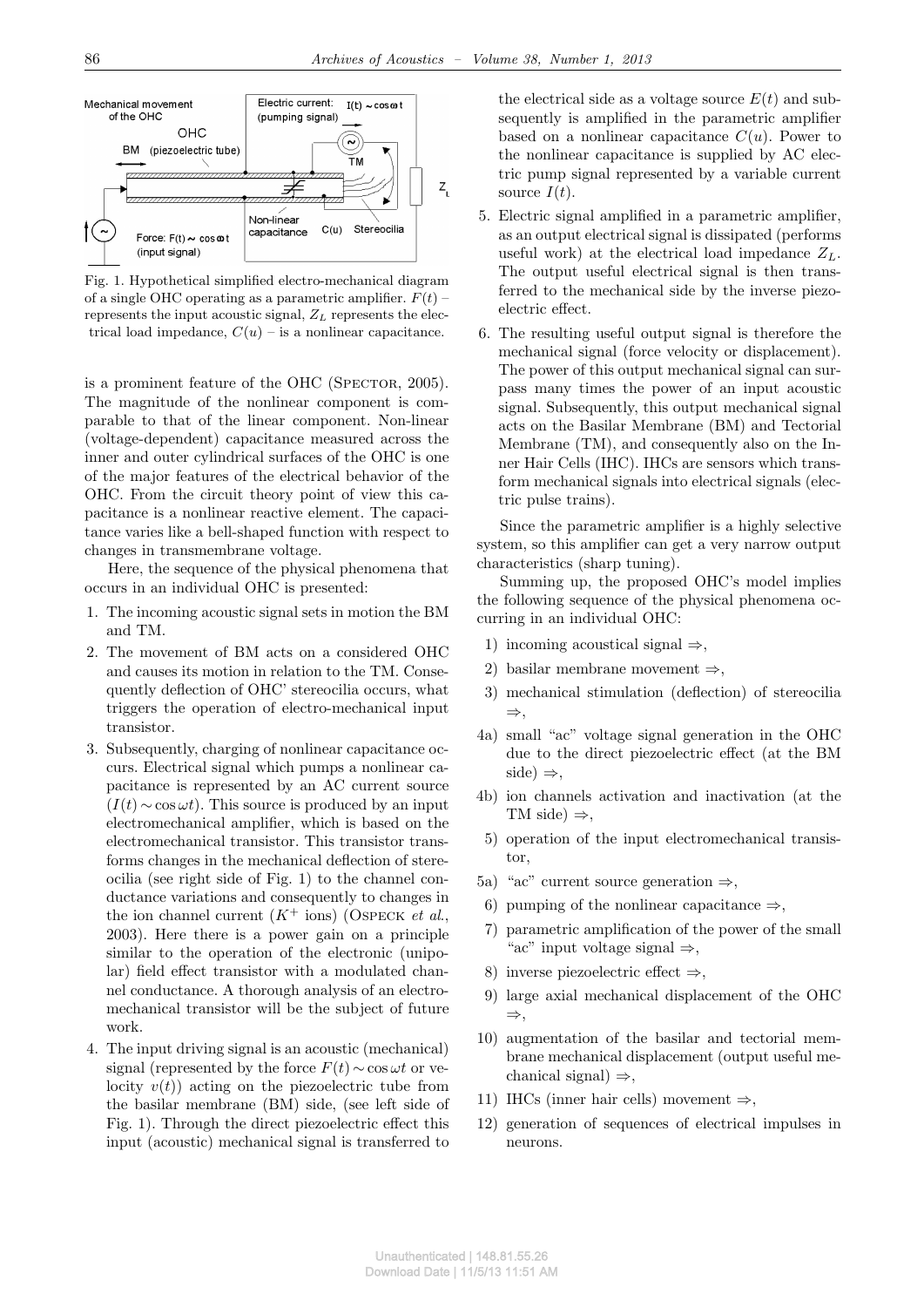Fig. 1. Hypothetical simplified electro-mechanical diagram of a single OHC operating as a parametric amplifier. $F(t)$ – represents the input acoustic signal, $Z_L$ represents the electrical load impedance, $C(u)$ – is a nonlinear capacitance.

is a prominent feature of the OHC (Spector, 2005). The magnitude of the nonlinear component is comparable to that of the linear component. Non-linear (voltage-dependent) capacitance measured across the inner and outer cylindrical surfaces of the OHC is one of the major features of the electrical behavior of the OHC. From the circuit theory point of view this capacitance is a nonlinear reactive element. The capacitance varies like a bell-shaped function with respect to changes in transmembrane voltage.

Here, the sequence of the physical phenomena that occurs in an individual OHC is presented:

1. The incoming acoustic signal sets in motion the BM and TM.
2. The movement of BM acts on a considered OHC and causes its motion in relation to the TM. Consequently deflection of OHC' stereocilia occurs, what triggers the operation of electro-mechanical input transistor.
3. Subsequently, charging of nonlinear capacitance occurs. Electrical signal which pumps a nonlinear capacitance is represented by an AC current source ($I(t) \sim \cos \omega t$). This source is produced by an input electromechanical amplifier, which is based on the electromechanical transistor. This transistor transforms changes in the mechanical deflection of stereocilia (see right side of Fig. 1) to the channel conductance variations and consequently to changes in the ion channel current ($K^+$ ions) (Ospeck *et al.*, 2003). Here there is a power gain on a principle similar to the operation of the electronic (unipolar) field effect transistor with a modulated channel conductance. A thorough analysis of an electromechanical transistor will be the subject of future work.
4. The input driving signal is an acoustic (mechanical) signal (represented by the force $F(t) \sim \cos \omega t$ or velocity $v(t)$) acting on the piezoelectric tube from the basilar membrane (BM) side, (see left side of Fig. 1). Through the direct piezoelectric effect this input (acoustic) mechanical signal is transferred to the electrical side as a voltage source $E(t)$ and subsequently is amplified in the parametric amplifier based on a nonlinear capacitance $C(u)$. Power to the nonlinear capacitance is supplied by AC electric pump signal represented by a variable current source $I(t)$.
5. Electric signal amplified in a parametric amplifier, as an output electrical signal is dissipated (performs useful work) at the electrical load impedance $Z_L$. The output useful electrical signal is then transferred to the mechanical side by the inverse piezoelectric effect.
6. The resulting useful output signal is therefore the mechanical signal (force velocity or displacement). The power of this output mechanical signal can surpass many times the power of an input acoustic signal. Subsequently, this output mechanical signal acts on the Basilar Membrane (BM) and Tectorial Membrane (TM), and consequently also on the Inner Hair Cells (IHC). IHCs are sensors which transform mechanical signals into electrical signals (electric pulse trains).

Since the parametric amplifier is a highly selective system, so this amplifier can get a very narrow output characteristics (sharp tuning).

Summing up, the proposed OHC's model implies the following sequence of the physical phenomena occurring in an individual OHC:

1) incoming acoustical signal ⇒,

2) basilar membrane movement ⇒,

3) mechanical stimulation (deflection) of stereocilia ⇒,

4a) small "ac" voltage signal generation in the OHC due to the direct piezoelectric effect (at the BM side) ⇒,

4b) ion channels activation and inactivation (at the TM side) ⇒,

5) operation of the input electromechanical transistor,

5a) "ac" current source generation ⇒,

6) pumping of the nonlinear capacitance ⇒,

7) parametric amplification of the power of the small "ac" input voltage signal ⇒,

8) inverse piezoelectric effect ⇒,

9) large axial mechanical displacement of the OHC ⇒,

10) augmentation of the basilar and tectorial membrane mechanical displacement (output useful mechanical signal) ⇒,

11) IHCs (inner hair cells) movement ⇒,

12) generation of sequences of electrical impulses in neurons.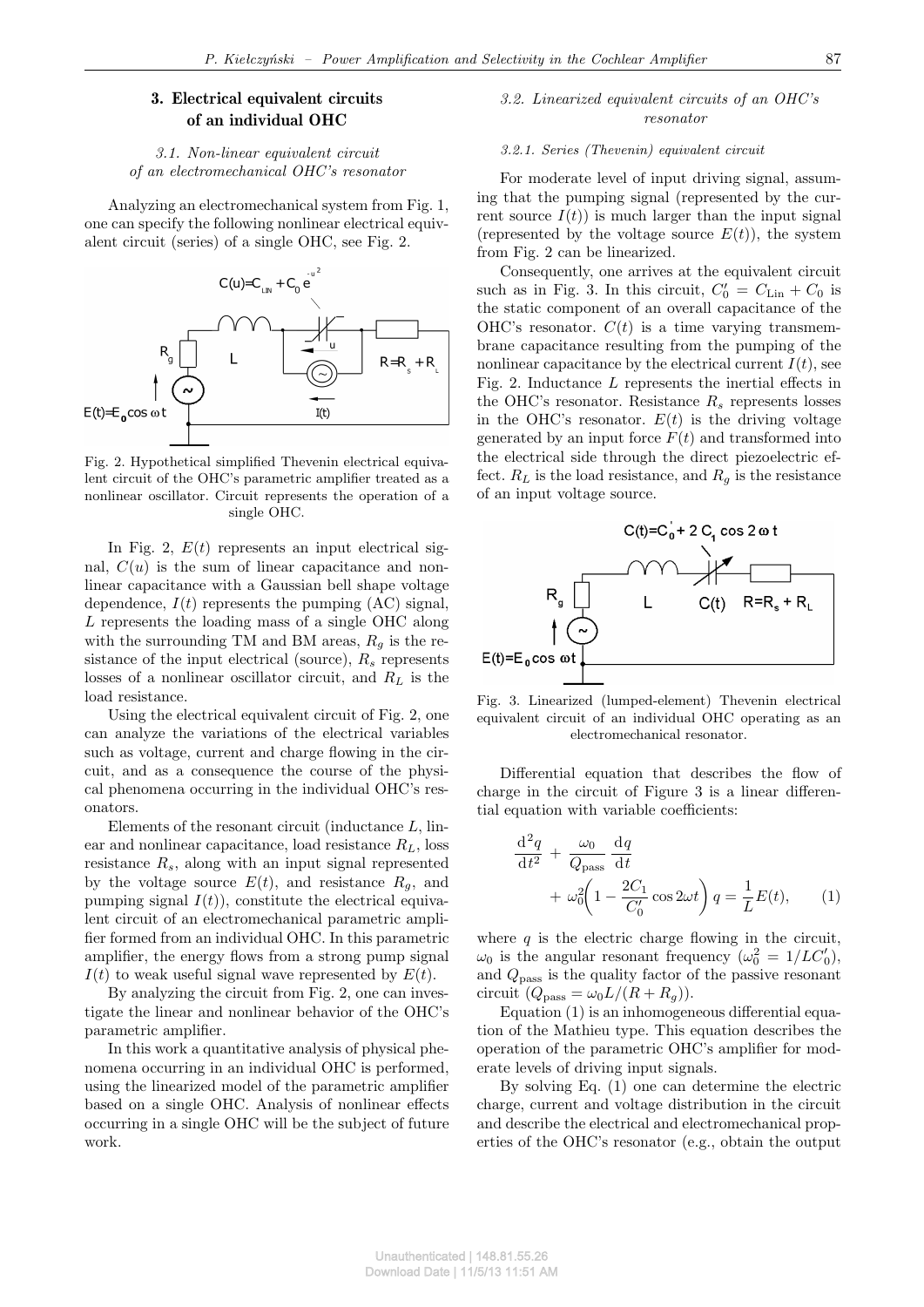## 3. Electrical equivalent circuits of an individual OHC

### 3.1. Non-linear equivalent circuit of an electromechanical OHC's resonator

Analyzing an electromechanical system from Fig. 1, one can specify the following nonlinear electrical equivalent circuit (series) of a single OHC, see Fig. 2.

Fig. 2. Hypothetical simplified Thevenin electrical equivalent circuit of the OHC's parametric amplifier treated as a nonlinear oscillator. Circuit represents the operation of a single OHC.

In Fig. 2, $E(t)$ represents an input electrical signal, $C(u)$ is the sum of linear capacitance and nonlinear capacitance with a Gaussian bell shape voltage dependence, $I(t)$ represents the pumping (AC) signal, $L$ represents the loading mass of a single OHC along with the surrounding TM and BM areas, $R_g$ is the resistance of the input electrical (source), $R_s$ represents losses of a nonlinear oscillator circuit, and $R_L$ is the load resistance.

Using the electrical equivalent circuit of Fig. 2, one can analyze the variations of the electrical variables such as voltage, current and charge flowing in the circuit, and as a consequence the course of the physical phenomena occurring in the individual OHC's resonators.

Elements of the resonant circuit (inductance $L$, linear and nonlinear capacitance, load resistance $R_L$, loss resistance $R_s$, along with an input signal represented by the voltage source $E(t)$, and resistance $R_g$, and pumping signal $I(t)$), constitute the electrical equivalent circuit of an electromechanical parametric amplifier formed from an individual OHC. In this parametric amplifier, the energy flows from a strong pump signal $I(t)$ to weak useful signal wave represented by $E(t)$.

By analyzing the circuit from Fig. 2, one can investigate the linear and nonlinear behavior of the OHC's parametric amplifier.

In this work a quantitative analysis of physical phenomena occurring in an individual OHC is performed, using the linearized model of the parametric amplifier based on a single OHC. Analysis of nonlinear effects occurring in a single OHC will be the subject of future work.

### 3.2. Linearized equivalent circuits of an OHC's resonator

#### 3.2.1. Series (Thevenin) equivalent circuit

For moderate level of input driving signal, assuming that the pumping signal (represented by the current source $I(t)$) is much larger than the input signal (represented by the voltage source $E(t)$), the system from Fig. 2 can be linearized.

Consequently, one arrives at the equivalent circuit such as in Fig. 3. In this circuit, $C_0' = C_{\text{Lin}} + C_0$ is the static component of an overall capacitance of the OHC's resonator. $C(t)$ is a time varying transmembrane capacitance resulting from the pumping of the nonlinear capacitance by the electrical current $I(t)$, see Fig. 2. Inductance $L$ represents the inertial effects in the OHC's resonator. Resistance $R_s$ represents losses in the OHC's resonator. $E(t)$ is the driving voltage generated by an input force $F(t)$ and transformed into the electrical side through the direct piezoelectric effect. $R_L$ is the load resistance, and $R_g$ is the resistance of an input voltage source.

Fig. 3. Linearized (lumped-element) Thevenin electrical equivalent circuit of an individual OHC operating as an electromechanical resonator.

Differential equation that describes the flow of charge in the circuit of Figure 3 is a linear differential equation with variable coefficients:

$$\frac{\mathrm{d}^2q}{\mathrm{d}t^2} + \frac{\omega_0}{Q_{\text{pass}}}\frac{\mathrm{d}q}{\mathrm{d}t} + \omega_0^2\left(1 - \frac{2C_1}{C_0'}\cos 2\omega t\right) q = \frac{1}{L}E(t), \tag{1}$$

where $q$ is the electric charge flowing in the circuit, $\omega_0$ is the angular resonant frequency ($\omega_0^2 = 1/LC_0'$), and $Q_{\text{pass}}$ is the quality factor of the passive resonant circuit ($Q_{\text{pass}} = \omega_0 L/(R + R_g)$).

Equation (1) is an inhomogeneous differential equation of the Mathieu type. This equation describes the operation of the parametric OHC's amplifier for moderate levels of driving input signals.

By solving Eq. (1) one can determine the electric charge, current and voltage distribution in the circuit and describe the electrical and electromechanical properties of the OHC's resonator (e.g., obtain the output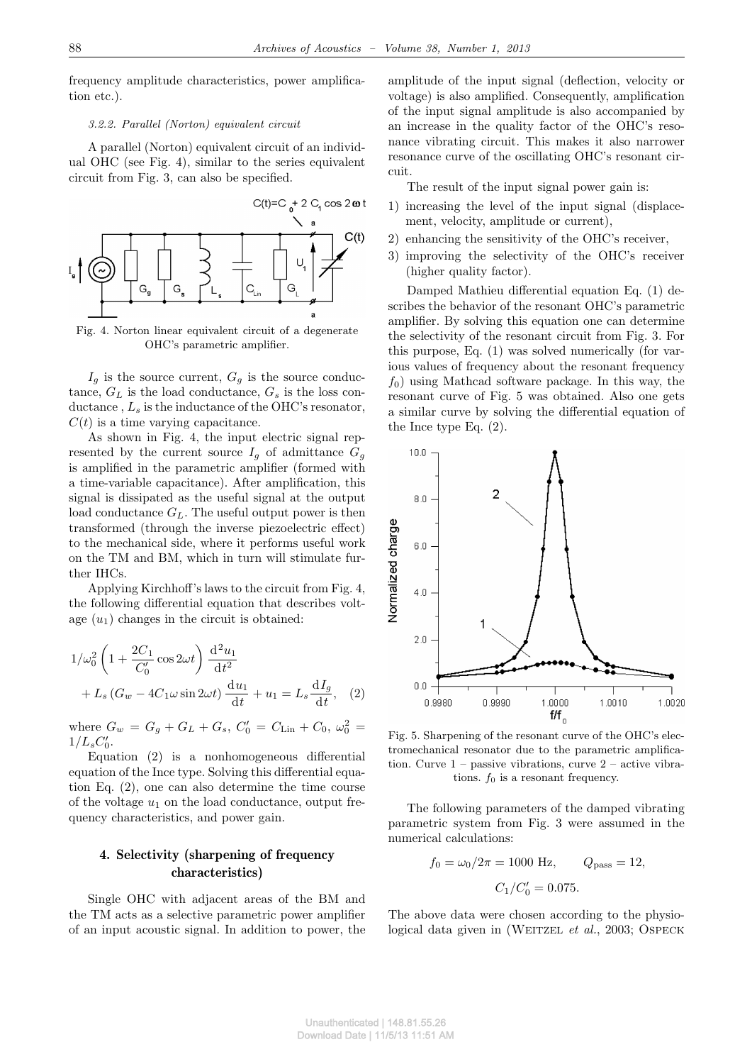frequency amplitude characteristics, power amplification etc.).

#### 3.2.2. Parallel (Norton) equivalent circuit

A parallel (Norton) equivalent circuit of an individual OHC (see Fig. 4), similar to the series equivalent circuit from Fig. 3, can also be specified.

Fig. 4. Norton linear equivalent circuit of a degenerate OHC's parametric amplifier.

$I_g$ is the source current, $G_g$ is the source conductance, $G_L$ is the load conductance, $G_s$ is the loss conductance , $L_s$ is the inductance of the OHC's resonator, $C(t)$ is a time varying capacitance.

As shown in Fig. 4, the input electric signal represented by the current source $I_g$ of admittance $G_g$ is amplified in the parametric amplifier (formed with a time-variable capacitance). After amplification, this signal is dissipated as the useful signal at the output load conductance $G_L$. The useful output power is then transformed (through the inverse piezoelectric effect) to the mechanical side, where it performs useful work on the TM and BM, which in turn will stimulate further IHCs.

Applying Kirchhoff's laws to the circuit from Fig. 4, the following differential equation that describes voltage ($u_1$) changes in the circuit is obtained:

$$1/\omega_0^2\left(1+\frac{2C_1}{C_0'}\cos 2\omega t\right)\frac{\mathrm{d}^2u_1}{\mathrm{d}t^2} + L_s\left(G_w - 4C_1\omega\sin 2\omega t\right)\frac{\mathrm{d}u_1}{\mathrm{d}t} + u_1 = L_s\frac{\mathrm{d}I_g}{\mathrm{d}t}, \quad (2)$$

where $G_w = G_g + G_L + G_s$, $C_0' = C_{\mathrm{Lin}} + C_0$, $\omega_0^2 = 1/L_sC_0'$.

Equation (2) is a nonhomogeneous differential equation of the Ince type. Solving this differential equation Eq. (2), one can also determine the time course of the voltage $u_1$ on the load conductance, output frequency characteristics, and power gain.

## 4. Selectivity (sharpening of frequency characteristics)

Single OHC with adjacent areas of the BM and the TM acts as a selective parametric power amplifier of an input acoustic signal. In addition to power, the amplitude of the input signal (deflection, velocity or voltage) is also amplified. Consequently, amplification of the input signal amplitude is also accompanied by an increase in the quality factor of the OHC's resonance vibrating circuit. This makes it also narrower resonance curve of the oscillating OHC's resonant circuit.

The result of the input signal power gain is:

1) increasing the level of the input signal (displacement, velocity, amplitude or current),
2) enhancing the sensitivity of the OHC's receiver,
3) improving the selectivity of the OHC's receiver (higher quality factor).

Damped Mathieu differential equation Eq. (1) describes the behavior of the resonant OHC's parametric amplifier. By solving this equation one can determine the selectivity of the resonant circuit from Fig. 3. For this purpose, Eq. (1) was solved numerically (for various values of frequency about the resonant frequency $f_0$) using Mathcad software package. In this way, the resonant curve of Fig. 5 was obtained. Also one gets a similar curve by solving the differential equation of the Ince type Eq. (2).

Fig. 5. Sharpening of the resonant curve of the OHC's electromechanical resonator due to the parametric amplification. Curve 1 – passive vibrations, curve 2 – active vibrations. $f_0$ is a resonant frequency.

The following parameters of the damped vibrating parametric system from Fig. 3 were assumed in the numerical calculations:

$$f_0 = \omega_0/2\pi = 1000\ \mathrm{Hz}, \qquad Q_{\mathrm{pass}} = 12,$$

$$C_1/C_0' = 0.075.$$

The above data were chosen according to the physiological data given in (Weitzel *et al.*, 2003; Ospeck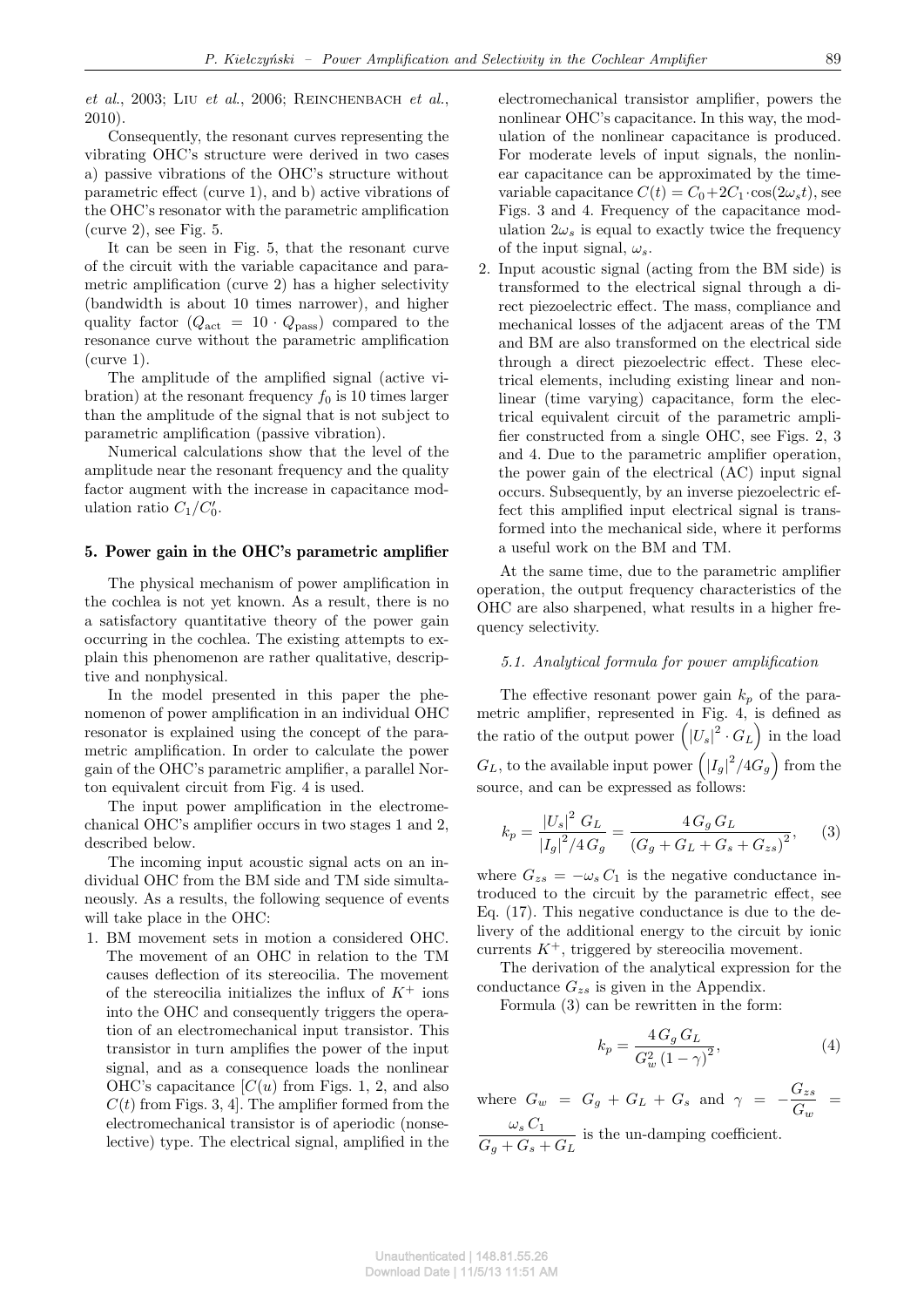*et al.*, 2003; Liu *et al.*, 2006; Reinchenbach *et al.*, 2010).

Consequently, the resonant curves representing the vibrating OHC's structure were derived in two cases a) passive vibrations of the OHC's structure without parametric effect (curve 1), and b) active vibrations of the OHC's resonator with the parametric amplification (curve 2), see Fig. 5.

It can be seen in Fig. 5, that the resonant curve of the circuit with the variable capacitance and parametric amplification (curve 2) has a higher selectivity (bandwidth is about 10 times narrower), and higher quality factor ($Q_{\text{act}} = 10 \cdot Q_{\text{pass}}$) compared to the resonance curve without the parametric amplification (curve 1).

The amplitude of the amplified signal (active vibration) at the resonant frequency $f_0$ is 10 times larger than the amplitude of the signal that is not subject to parametric amplification (passive vibration).

Numerical calculations show that the level of the amplitude near the resonant frequency and the quality factor augment with the increase in capacitance modulation ratio $C_1/C_0'$.

## 5. Power gain in the OHC's parametric amplifier

The physical mechanism of power amplification in the cochlea is not yet known. As a result, there is no a satisfactory quantitative theory of the power gain occurring in the cochlea. The existing attempts to explain this phenomenon are rather qualitative, descriptive and nonphysical.

In the model presented in this paper the phenomenon of power amplification in an individual OHC resonator is explained using the concept of the parametric amplification. In order to calculate the power gain of the OHC's parametric amplifier, a parallel Norton equivalent circuit from Fig. 4 is used.

The input power amplification in the electromechanical OHC's amplifier occurs in two stages 1 and 2, described below.

The incoming input acoustic signal acts on an individual OHC from the BM side and TM side simultaneously. As a results, the following sequence of events will take place in the OHC:

1. BM movement sets in motion a considered OHC. The movement of an OHC in relation to the TM causes deflection of its stereocilia. The movement of the stereocilia initializes the influx of $K^+$ ions into the OHC and consequently triggers the operation of an electromechanical input transistor. This transistor in turn amplifies the power of the input signal, and as a consequence loads the nonlinear OHC's capacitance [$C(u)$ from Figs. 1, 2, and also $C(t)$ from Figs. 3, 4]. The amplifier formed from the electromechanical transistor is of aperiodic (nonselective) type. The electrical signal, amplified in the electromechanical transistor amplifier, powers the nonlinear OHC's capacitance. In this way, the modulation of the nonlinear capacitance is produced. For moderate levels of input signals, the nonlinear capacitance can be approximated by the time-variable capacitance $C(t) = C_0 + 2C_1 \cdot \cos(2\omega_s t)$, see Figs. 3 and 4. Frequency of the capacitance modulation $2\omega_s$ is equal to exactly twice the frequency of the input signal, $\omega_s$.
2. Input acoustic signal (acting from the BM side) is transformed to the electrical signal through a direct piezoelectric effect. The mass, compliance and mechanical losses of the adjacent areas of the TM and BM are also transformed on the electrical side through a direct piezoelectric effect. These electrical elements, including existing linear and nonlinear (time varying) capacitance, form the electrical equivalent circuit of the parametric amplifier constructed from a single OHC, see Figs. 2, 3 and 4. Due to the parametric amplifier operation, the power gain of the electrical (AC) input signal occurs. Subsequently, by an inverse piezoelectric effect this amplified input electrical signal is transformed into the mechanical side, where it performs a useful work on the BM and TM.

At the same time, due to the parametric amplifier operation, the output frequency characteristics of the OHC are also sharpened, what results in a higher frequency selectivity.

### 5.1. Analytical formula for power amplification

The effective resonant power gain $k_p$ of the parametric amplifier, represented in Fig. 4, is defined as the ratio of the output power $\left(|U_s|^2 \cdot G_L\right)$ in the load $G_L$, to the available input power $\left(|I_g|^2/4G_g\right)$ from the source, and can be expressed as follows:

$$k_p = \frac{|U_s|^2\, G_L}{|I_g|^2/4\, G_g} = \frac{4\, G_g\, G_L}{\left(G_g + G_L + G_s + G_{zs}\right)^2}, \qquad (3)$$

where $G_{zs} = -\omega_s C_1$ is the negative conductance introduced to the circuit by the parametric effect, see Eq. (17). This negative conductance is due to the delivery of the additional energy to the circuit by ionic currents $K^+$, triggered by stereocilia movement.

The derivation of the analytical expression for the conductance $G_{zs}$ is given in the Appendix.

Formula (3) can be rewritten in the form:

$$k_p = \frac{4\, G_g\, G_L}{G_w^2 \left(1 - \gamma\right)^2}, \qquad (4)$$

where $G_w = G_g + G_L + G_s$ and $\gamma = -\dfrac{G_{zs}}{G_w} = \dfrac{\omega_s\, C_1}{G_g + G_s + G_L}$ is the un-damping coefficient.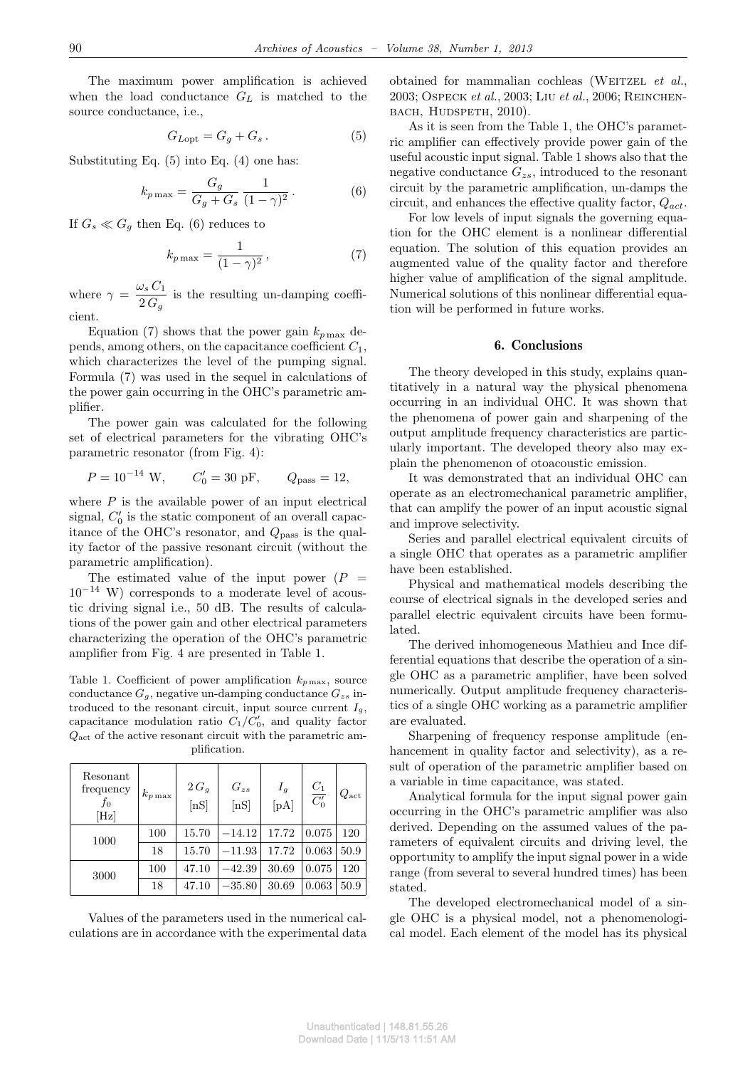The maximum power amplification is achieved when the load conductance $G_L$ is matched to the source conductance, i.e.,

$$G_{L\text{opt}} = G_g + G_s . \tag{5}$$

Substituting Eq. (5) into Eq. (4) one has:

$$k_{p\,\max} = \frac{G_g}{G_g + G_s} \frac{1}{(1-\gamma)^2} . \tag{6}$$

If $G_s \ll G_g$ then Eq. (6) reduces to

$$k_{p\,\max} = \frac{1}{(1-\gamma)^2} , \tag{7}$$

where $\gamma = \dfrac{\omega_s C_1}{2 G_g}$ is the resulting un-damping coefficient.

Equation (7) shows that the power gain $k_{p\,\max}$ depends, among others, on the capacitance coefficient $C_1$, which characterizes the level of the pumping signal. Formula (7) was used in the sequel in calculations of the power gain occurring in the OHC's parametric amplifier.

The power gain was calculated for the following set of electrical parameters for the vibrating OHC's parametric resonator (from Fig. 4):

$$P = 10^{-14}\ \text{W}, \qquad C_0' = 30\ \text{pF}, \qquad Q_{\text{pass}} = 12,$$

where $P$ is the available power of an input electrical signal, $C_0'$ is the static component of an overall capacitance of the OHC's resonator, and $Q_{\text{pass}}$ is the quality factor of the passive resonant circuit (without the parametric amplification).

The estimated value of the input power ($P = 10^{-14}$ W) corresponds to a moderate level of acoustic driving signal i.e., 50 dB. The results of calculations of the power gain and other electrical parameters characterizing the operation of the OHC's parametric amplifier from Fig. 4 are presented in Table 1.

Table 1. Coefficient of power amplification $k_{p\,\max}$, source conductance $G_g$, negative un-damping conductance $G_{zs}$ introduced to the resonant circuit, input source current $I_g$, capacitance modulation ratio $C_1/C_0'$, and quality factor $Q_{\text{act}}$ of the active resonant circuit with the parametric amplification.

| Resonant frequency $f_0$ [Hz] | $k_{p\,\max}$ | $2G_g$ [nS] | $G_{zs}$ [nS] | $I_g$ [pA] | $\dfrac{C_1}{C_0'}$ | $Q_{\text{act}}$ |
|---|---|---|---|---|---|---|
| 1000 | 100 | 15.70 | −14.12 | 17.72 | 0.075 | 120 |
| | 18 | 15.70 | −11.93 | 17.72 | 0.063 | 50.9 |
| 3000 | 100 | 47.10 | −42.39 | 30.69 | 0.075 | 120 |
| | 18 | 47.10 | −35.80 | 30.69 | 0.063 | 50.9 |

Values of the parameters used in the numerical calculations are in accordance with the experimental data obtained for mammalian cochleas (Weitzel *et al.*, 2003; Ospeck *et al.*, 2003; Liu *et al.*, 2006; Reinchenbach, Hudspeth, 2010).

As it is seen from the Table 1, the OHC's parametric amplifier can effectively provide power gain of the useful acoustic input signal. Table 1 shows also that the negative conductance $G_{zs}$, introduced to the resonant circuit by the parametric amplification, un-damps the circuit, and enhances the effective quality factor, $Q_{act}$.

For low levels of input signals the governing equation for the OHC element is a nonlinear differential equation. The solution of this equation provides an augmented value of the quality factor and therefore higher value of amplification of the signal amplitude. Numerical solutions of this nonlinear differential equation will be performed in future works.

## 6. Conclusions

The theory developed in this study, explains quantitatively in a natural way the physical phenomena occurring in an individual OHC. It was shown that the phenomena of power gain and sharpening of the output amplitude frequency characteristics are particularly important. The developed theory also may explain the phenomenon of otoacoustic emission.

It was demonstrated that an individual OHC can operate as an electromechanical parametric amplifier, that can amplify the power of an input acoustic signal and improve selectivity.

Series and parallel electrical equivalent circuits of a single OHC that operates as a parametric amplifier have been established.

Physical and mathematical models describing the course of electrical signals in the developed series and parallel electric equivalent circuits have been formulated.

The derived inhomogeneous Mathieu and Ince differential equations that describe the operation of a single OHC as a parametric amplifier, have been solved numerically. Output amplitude frequency characteristics of a single OHC working as a parametric amplifier are evaluated.

Sharpening of frequency response amplitude (enhancement in quality factor and selectivity), as a result of operation of the parametric amplifier based on a variable in time capacitance, was stated.

Analytical formula for the input signal power gain occurring in the OHC's parametric amplifier was also derived. Depending on the assumed values of the parameters of equivalent circuits and driving level, the opportunity to amplify the input signal power in a wide range (from several to several hundred times) has been stated.

The developed electromechanical model of a single OHC is a physical model, not a phenomenological model. Each element of the model has its physical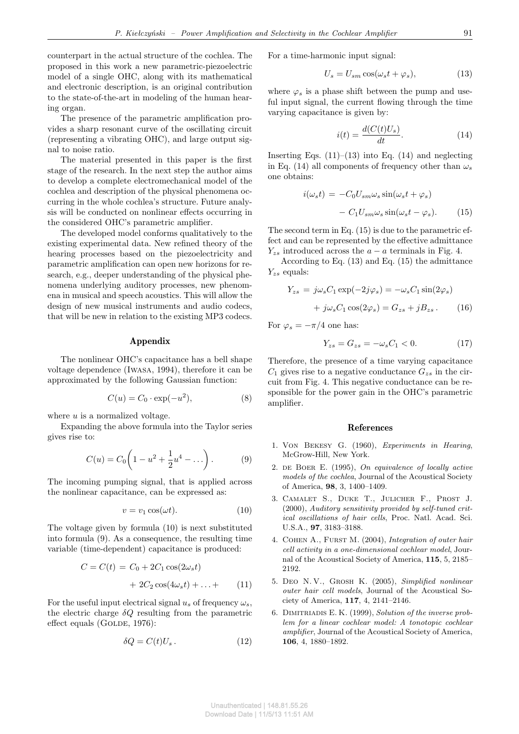counterpart in the actual structure of the cochlea. The proposed in this work a new parametric-piezoelectric model of a single OHC, along with its mathematical and electronic description, is an original contribution to the state-of-the-art in modeling of the human hearing organ.

The presence of the parametric amplification provides a sharp resonant curve of the oscillating circuit (representing a vibrating OHC), and large output signal to noise ratio.

The material presented in this paper is the first stage of the research. In the next step the author aims to develop a complete electromechanical model of the cochlea and description of the physical phenomena occurring in the whole cochlea's structure. Future analysis will be conducted on nonlinear effects occurring in the considered OHC's parametric amplifier.

The developed model conforms qualitatively to the existing experimental data. New refined theory of the hearing processes based on the piezoelectricity and parametric amplification can open new horizons for research, e.g., deeper understanding of the physical phenomena underlying auditory processes, new phenomena in musical and speech acoustics. This will allow the design of new musical instruments and audio codecs, that will be new in relation to the existing MP3 codecs.

## Appendix

The nonlinear OHC's capacitance has a bell shape voltage dependence (Iwasa, 1994), therefore it can be approximated by the following Gaussian function:

$$C(u) = C_0 \cdot \exp(-u^2), \tag{8}$$

where $u$ is a normalized voltage.

Expanding the above formula into the Taylor series gives rise to:

$$C(u) = C_0\left(1 - u^2 + \frac{1}{2}u^4 - \dots\right). \tag{9}$$

The incoming pumping signal, that is applied across the nonlinear capacitance, can be expressed as:

$$v = v_1 \cos(\omega t). \tag{10}$$

The voltage given by formula (10) is next substituted into formula (9). As a consequence, the resulting time variable (time-dependent) capacitance is produced:

$$C = C(t) = C_0 + 2C_1 \cos(2\omega_s t) + 2C_2 \cos(4\omega_s t) + \ldots + \tag{11}$$

For the useful input electrical signal $u_s$ of frequency $\omega_s$, the electric charge $\delta Q$ resulting from the parametric effect equals (Golde, 1976):

$$\delta Q = C(t) U_s\,. \tag{12}$$

For a time-harmonic input signal:

$$U_s = U_{sm} \cos(\omega_s t + \varphi_s), \tag{13}$$

where $\varphi_s$ is a phase shift between the pump and useful input signal, the current flowing through the time varying capacitance is given by:

$$i(t) = \frac{d(C(t)U_s)}{dt}. \tag{14}$$

Inserting Eqs. (11)–(13) into Eq. (14) and neglecting in Eq. (14) all components of frequency other than $\omega_s$ one obtains:

$$i(\omega_s t) = -C_0 U_{sm} \omega_s \sin(\omega_s t + \varphi_s) - C_1 U_{sm} \omega_s \sin(\omega_s t - \varphi_s). \tag{15}$$

The second term in Eq. (15) is due to the parametric effect and can be represented by the effective admittance $Y_{zs}$ introduced across the $a-a$ terminals in Fig. 4.

According to Eq. (13) and Eq. (15) the admittance $Y_{zs}$ equals:

$$Y_{zs} = j\omega_s C_1 \exp(-2j\varphi_s) = -\omega_s C_1 \sin(2\varphi_s) + j\omega_s C_1 \cos(2\varphi_s) = G_{zs} + jB_{zs}\,. \tag{16}$$

For $\varphi_s = -\pi/4$ one has:

$$Y_{zs} = G_{zs} = -\omega_s C_1 < 0. \tag{17}$$

Therefore, the presence of a time varying capacitance $C_1$ gives rise to a negative conductance $G_{zs}$ in the circuit from Fig. 4. This negative conductance can be responsible for the power gain in the OHC's parametric amplifier.

## References

1. Von Bekesy G. (1960), *Experiments in Hearing*, McGrow-Hill, New York.
2. de Boer E. (1995), *On equivalence of locally active models of the cochlea*, Journal of the Acoustical Society of America, **98**, 3, 1400–1409.
3. Camalet S., Duke T., Julicher F., Prost J. (2000), *Auditory sensitivity provided by self-tuned critical oscillations of hair cells*, Proc. Natl. Acad. Sci. U.S.A., **97**, 3183–3188.
4. Cohen A., Furst M. (2004), *Integration of outer hair cell activity in a one-dimensional cochlear model*, Journal of the Acoustical Society of America, **115**, 5, 2185–2192.
5. Deo N. V., Grosh K. (2005), *Simplified nonlinear outer hair cell models*, Journal of the Acoustical Society of America, **117**, 4, 2141–2146.
6. Dimitriadis E. K. (1999), *Solution of the inverse problem for a linear cochlear model: A tonotopic cochlear amplifier*, Journal of the Acoustical Society of America, **106**, 4, 1880–1892.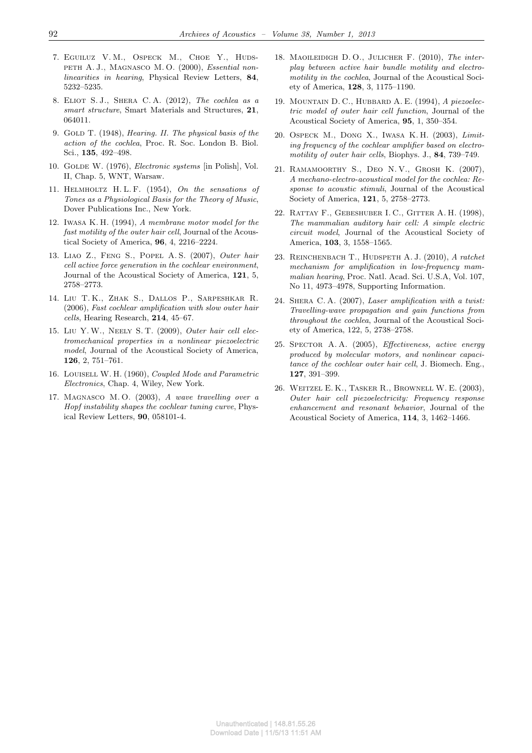7. Eguiluz V. M., Ospeck M., Choe Y., Hudspeth A. J., Magnasco M. O. (2000), *Essential nonlinearities in hearing*, Physical Review Letters, **84**, 5232–5235.
8. Eliot S. J., Shera C. A. (2012), *The cochlea as a smart structure*, Smart Materials and Structures, **21**, 064011.
9. Gold T. (1948), *Hearing. II. The physical basis of the action of the cochlea*, Proc. R. Soc. London B. Biol. Sci., **135**, 492–498.
10. Golde W. (1976), *Electronic systems* [in Polish], Vol. II, Chap. 5, WNT, Warsaw.
11. Helmholtz H. L. F. (1954), *On the sensations of Tones as a Physiological Basis for the Theory of Music*, Dover Publications Inc., New York.
12. Iwasa K. H. (1994), *A membrane motor model for the fast motility of the outer hair cell*, Journal of the Acoustical Society of America, **96**, 4, 2216–2224.
13. Liao Z., Feng S., Popel A. S. (2007), *Outer hair cell active force generation in the cochlear environment*, Journal of the Acoustical Society of America, **121**, 5, 2758–2773.
14. Liu T. K., Zhak S., Dallos P., Sarpeshkar R. (2006), *Fast cochlear amplification with slow outer hair cells*, Hearing Research, **214**, 45–67.
15. Liu Y. W., Neely S. T. (2009), *Outer hair cell electromechanical properties in a nonlinear piezoelectric model*, Journal of the Acoustical Society of America, **126**, 2, 751–761.
16. Louisell W. H. (1960), *Coupled Mode and Parametric Electronics*, Chap. 4, Wiley, New York.
17. Magnasco M. O. (2003), *A wave travelling over a Hopf instability shapes the cochlear tuning curve*, Physical Review Letters, **90**, 058101-4.
18. Maoileidigh D. O., Julicher F. (2010), *The interplay between active hair bundle motility and electromotility in the cochlea*, Journal of the Acoustical Society of America, **128**, 3, 1175–1190.
19. Mountain D. C., Hubbard A. E. (1994), *A piezoelectric model of outer hair cell function*, Journal of the Acoustical Society of America, **95**, 1, 350–354.
20. Ospeck M., Dong X., Iwasa K. H. (2003), *Limiting frequency of the cochlear amplifier based on electromotility of outer hair cells*, Biophys. J., **84**, 739–749.
21. Ramamoorthy S., Deo N. V., Grosh K. (2007), *A mechano-electro-acoustical model for the cochlea: Response to acoustic stimuli*, Journal of the Acoustical Society of America, **121**, 5, 2758–2773.
22. Rattay F., Gebeshuber I. C., Gitter A. H. (1998), *The mammalian auditory hair cell: A simple electric circuit model*, Journal of the Acoustical Society of America, **103**, 3, 1558–1565.
23. Reinchenbach T., Hudspeth A. J. (2010), *A ratchet mechanism for amplification in low-frequency mammalian hearing*, Proc. Natl. Acad. Sci. U.S.A, Vol. 107, No 11, 4973–4978, Supporting Information.
24. Shera C. A. (2007), *Laser amplification with a twist: Travelling-wave propagation and gain functions from throughout the cochlea*, Journal of the Acoustical Society of America, 122, 5, 2738–2758.
25. Spector A. A. (2005), *Effectiveness, active energy produced by molecular motors, and nonlinear capacitance of the cochlear outer hair cell*, J. Biomech. Eng., **127**, 391–399.
26. Weitzel E. K., Tasker R., Brownell W. E. (2003), *Outer hair cell piezoelectricity: Frequency response enhancement and resonant behavior*, Journal of the Acoustical Society of America, **114**, 3, 1462–1466.